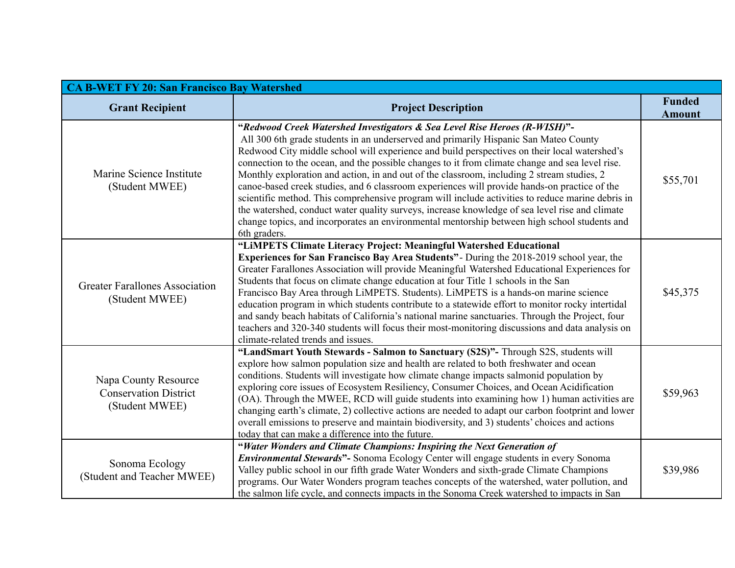| CA B-WET FY 20: San Francisco Bay Watershed | | |
|---|---|---|
| **Grant Recipient** | **Project Description** | **Funded Amount** |
| Marine Science Institute (Student MWEE) | "***Redwood Creek Watershed Investigators & Sea Level Rise Heroes (R-WISH)***"- All 300 6th grade students in an underserved and primarily Hispanic San Mateo County Redwood City middle school will experience and build perspectives on their local watershed's connection to the ocean, and the possible changes to it from climate change and sea level rise. Monthly exploration and action, in and out of the classroom, including 2 stream studies, 2 canoe-based creek studies, and 6 classroom experiences will provide hands-on practice of the scientific method. This comprehensive program will include activities to reduce marine debris in the watershed, conduct water quality surveys, increase knowledge of sea level rise and climate change topics, and incorporates an environmental mentorship between high school students and 6th graders. | $55,701 |
| Greater Farallones Association (Student MWEE) | **"LiMPETS Climate Literacy Project: Meaningful Watershed Educational Experiences for San Francisco Bay Area Students"**- During the 2018-2019 school year, the Greater Farallones Association will provide Meaningful Watershed Educational Experiences for Students that focus on climate change education at four Title 1 schools in the San Francisco Bay Area through LiMPETS. Students). LiMPETS is a hands-on marine science education program in which students contribute to a statewide effort to monitor rocky intertidal and sandy beach habitats of California's national marine sanctuaries. Through the Project, four teachers and 320-340 students will focus their most-monitoring discussions and data analysis on climate-related trends and issues. | $45,375 |
| Napa County Resource Conservation District (Student MWEE) | **"LandSmart Youth Stewards - Salmon to Sanctuary (S2S)"-** Through S2S, students will explore how salmon population size and health are related to both freshwater and ocean conditions. Students will investigate how climate change impacts salmonid population by exploring core issues of Ecosystem Resiliency, Consumer Choices, and Ocean Acidification (OA). Through the MWEE, RCD will guide students into examining how 1) human activities are changing earth's climate, 2) collective actions are needed to adapt our carbon footprint and lower overall emissions to preserve and maintain biodiversity, and 3) students' choices and actions today that can make a difference into the future. | $59,963 |
| Sonoma Ecology (Student and Teacher MWEE) | "***Water Wonders and Climate Champions: Inspiring the Next Generation of Environmental Stewards*"-** Sonoma Ecology Center will engage students in every Sonoma Valley public school in our fifth grade Water Wonders and sixth-grade Climate Champions programs. Our Water Wonders program teaches concepts of the watershed, water pollution, and the salmon life cycle, and connects impacts in the Sonoma Creek watershed to impacts in San | $39,986 |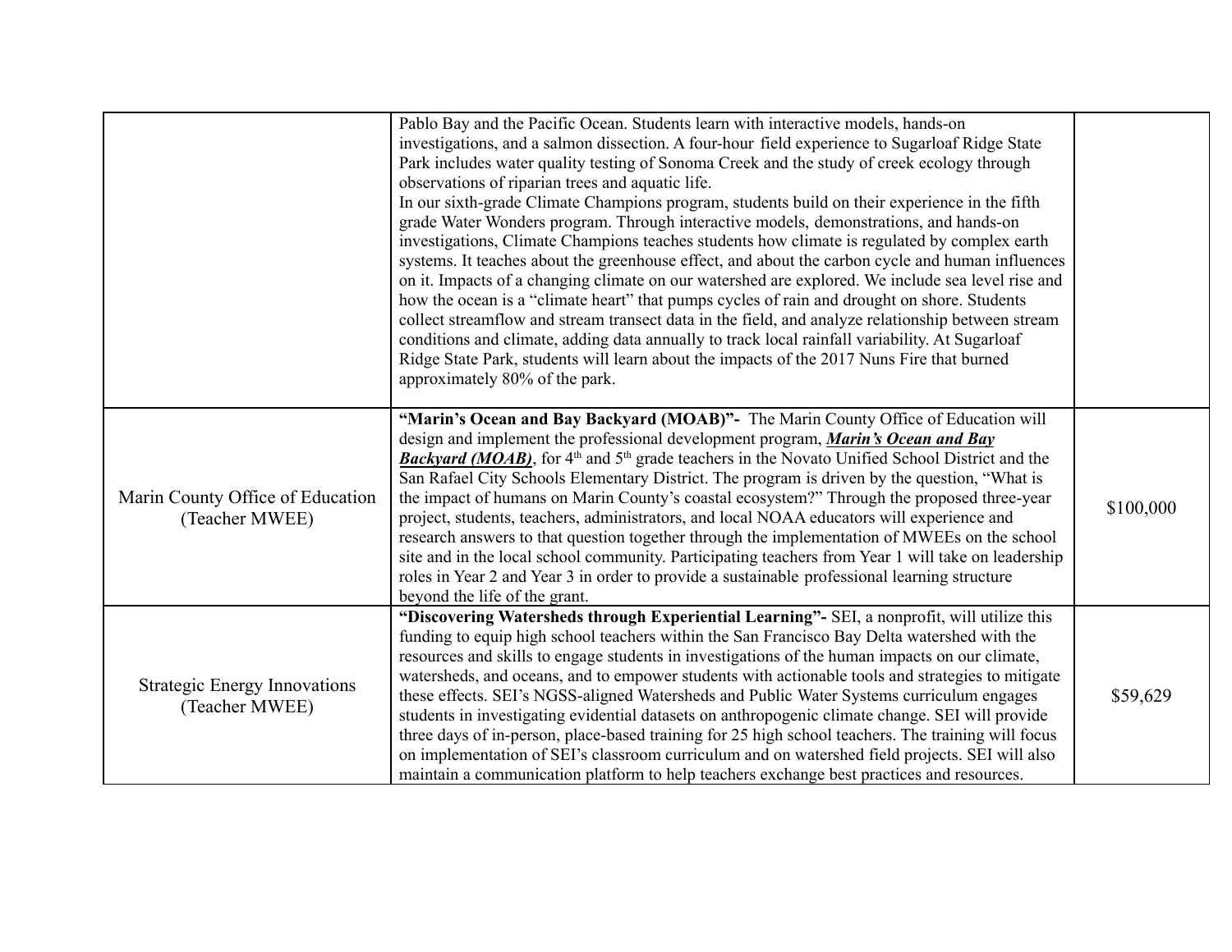| | | |
|---|---|---|
| | Pablo Bay and the Pacific Ocean. Students learn with interactive models, hands-on investigations, and a salmon dissection. A four-hour field experience to Sugarloaf Ridge State Park includes water quality testing of Sonoma Creek and the study of creek ecology through observations of riparian trees and aquatic life.<br>In our sixth-grade Climate Champions program, students build on their experience in the fifth grade Water Wonders program. Through interactive models, demonstrations, and hands-on investigations, Climate Champions teaches students how climate is regulated by complex earth systems. It teaches about the greenhouse effect, and about the carbon cycle and human influences on it. Impacts of a changing climate on our watershed are explored. We include sea level rise and how the ocean is a "climate heart" that pumps cycles of rain and drought on shore. Students collect streamflow and stream transect data in the field, and analyze relationship between stream conditions and climate, adding data annually to track local rainfall variability. At Sugarloaf Ridge State Park, students will learn about the impacts of the 2017 Nuns Fire that burned approximately 80% of the park. | |
| Marin County Office of Education (Teacher MWEE) | **"Marin's Ocean and Bay Backyard (MOAB)"-** The Marin County Office of Education will design and implement the professional development program, ***Marin's Ocean and Bay Backyard (MOAB)***, for 4th and 5th grade teachers in the Novato Unified School District and the San Rafael City Schools Elementary District. The program is driven by the question, "What is the impact of humans on Marin County's coastal ecosystem?" Through the proposed three-year project, students, teachers, administrators, and local NOAA educators will experience and research answers to that question together through the implementation of MWEEs on the school site and in the local school community. Participating teachers from Year 1 will take on leadership roles in Year 2 and Year 3 in order to provide a sustainable professional learning structure beyond the life of the grant. | $100,000 |
| Strategic Energy Innovations (Teacher MWEE) | **"Discovering Watersheds through Experiential Learning"-** SEI, a nonprofit, will utilize this funding to equip high school teachers within the San Francisco Bay Delta watershed with the resources and skills to engage students in investigations of the human impacts on our climate, watersheds, and oceans, and to empower students with actionable tools and strategies to mitigate these effects. SEI's NGSS-aligned Watersheds and Public Water Systems curriculum engages students in investigating evidential datasets on anthropogenic climate change. SEI will provide three days of in-person, place-based training for 25 high school teachers. The training will focus on implementation of SEI's classroom curriculum and on watershed field projects. SEI will also maintain a communication platform to help teachers exchange best practices and resources. | $59,629 |